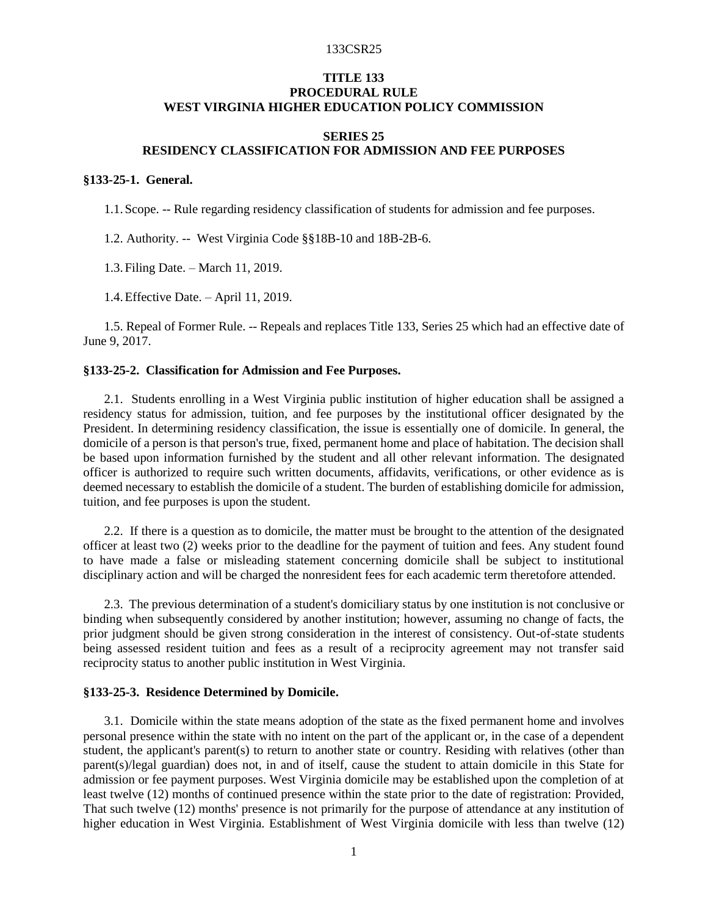# TITLE 133
# PROCEDURAL RULE
# WEST VIRGINIA HIGHER EDUCATION POLICY COMMISSION

## SERIES 25
## RESIDENCY CLASSIFICATION FOR ADMISSION AND FEE PURPOSES

### §133-25-1. General.

1.1. Scope. -- Rule regarding residency classification of students for admission and fee purposes.

1.2. Authority. -- West Virginia Code §§18B-10 and 18B-2B-6.

1.3. Filing Date. – March 11, 2019.

1.4. Effective Date. – April 11, 2019.

1.5. Repeal of Former Rule. -- Repeals and replaces Title 133, Series 25 which had an effective date of June 9, 2017.

### §133-25-2. Classification for Admission and Fee Purposes.

2.1. Students enrolling in a West Virginia public institution of higher education shall be assigned a residency status for admission, tuition, and fee purposes by the institutional officer designated by the President. In determining residency classification, the issue is essentially one of domicile. In general, the domicile of a person is that person's true, fixed, permanent home and place of habitation. The decision shall be based upon information furnished by the student and all other relevant information. The designated officer is authorized to require such written documents, affidavits, verifications, or other evidence as is deemed necessary to establish the domicile of a student. The burden of establishing domicile for admission, tuition, and fee purposes is upon the student.

2.2. If there is a question as to domicile, the matter must be brought to the attention of the designated officer at least two (2) weeks prior to the deadline for the payment of tuition and fees. Any student found to have made a false or misleading statement concerning domicile shall be subject to institutional disciplinary action and will be charged the nonresident fees for each academic term theretofore attended.

2.3. The previous determination of a student's domiciliary status by one institution is not conclusive or binding when subsequently considered by another institution; however, assuming no change of facts, the prior judgment should be given strong consideration in the interest of consistency. Out-of-state students being assessed resident tuition and fees as a result of a reciprocity agreement may not transfer said reciprocity status to another public institution in West Virginia.

### §133-25-3. Residence Determined by Domicile.

3.1. Domicile within the state means adoption of the state as the fixed permanent home and involves personal presence within the state with no intent on the part of the applicant or, in the case of a dependent student, the applicant's parent(s) to return to another state or country. Residing with relatives (other than parent(s)/legal guardian) does not, in and of itself, cause the student to attain domicile in this State for admission or fee payment purposes. West Virginia domicile may be established upon the completion of at least twelve (12) months of continued presence within the state prior to the date of registration: Provided, That such twelve (12) months' presence is not primarily for the purpose of attendance at any institution of higher education in West Virginia. Establishment of West Virginia domicile with less than twelve (12)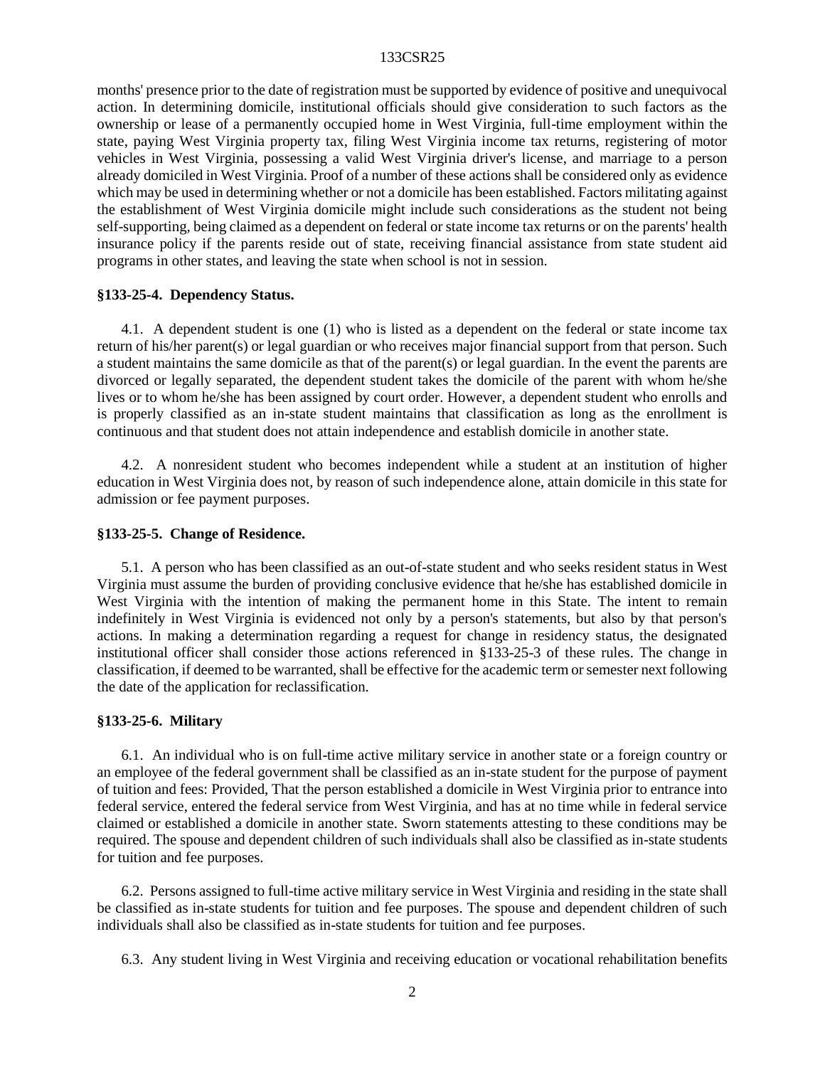months' presence prior to the date of registration must be supported by evidence of positive and unequivocal action. In determining domicile, institutional officials should give consideration to such factors as the ownership or lease of a permanently occupied home in West Virginia, full-time employment within the state, paying West Virginia property tax, filing West Virginia income tax returns, registering of motor vehicles in West Virginia, possessing a valid West Virginia driver's license, and marriage to a person already domiciled in West Virginia. Proof of a number of these actions shall be considered only as evidence which may be used in determining whether or not a domicile has been established. Factors militating against the establishment of West Virginia domicile might include such considerations as the student not being self-supporting, being claimed as a dependent on federal or state income tax returns or on the parents' health insurance policy if the parents reside out of state, receiving financial assistance from state student aid programs in other states, and leaving the state when school is not in session.

**§133-25-4. Dependency Status.**

4.1. A dependent student is one (1) who is listed as a dependent on the federal or state income tax return of his/her parent(s) or legal guardian or who receives major financial support from that person. Such a student maintains the same domicile as that of the parent(s) or legal guardian. In the event the parents are divorced or legally separated, the dependent student takes the domicile of the parent with whom he/she lives or to whom he/she has been assigned by court order. However, a dependent student who enrolls and is properly classified as an in-state student maintains that classification as long as the enrollment is continuous and that student does not attain independence and establish domicile in another state.

4.2. A nonresident student who becomes independent while a student at an institution of higher education in West Virginia does not, by reason of such independence alone, attain domicile in this state for admission or fee payment purposes.

**§133-25-5. Change of Residence.**

5.1. A person who has been classified as an out-of-state student and who seeks resident status in West Virginia must assume the burden of providing conclusive evidence that he/she has established domicile in West Virginia with the intention of making the permanent home in this State. The intent to remain indefinitely in West Virginia is evidenced not only by a person's statements, but also by that person's actions. In making a determination regarding a request for change in residency status, the designated institutional officer shall consider those actions referenced in §133-25-3 of these rules. The change in classification, if deemed to be warranted, shall be effective for the academic term or semester next following the date of the application for reclassification.

**§133-25-6. Military**

6.1. An individual who is on full-time active military service in another state or a foreign country or an employee of the federal government shall be classified as an in-state student for the purpose of payment of tuition and fees: Provided, That the person established a domicile in West Virginia prior to entrance into federal service, entered the federal service from West Virginia, and has at no time while in federal service claimed or established a domicile in another state. Sworn statements attesting to these conditions may be required. The spouse and dependent children of such individuals shall also be classified as in-state students for tuition and fee purposes.

6.2. Persons assigned to full-time active military service in West Virginia and residing in the state shall be classified as in-state students for tuition and fee purposes. The spouse and dependent children of such individuals shall also be classified as in-state students for tuition and fee purposes.

6.3. Any student living in West Virginia and receiving education or vocational rehabilitation benefits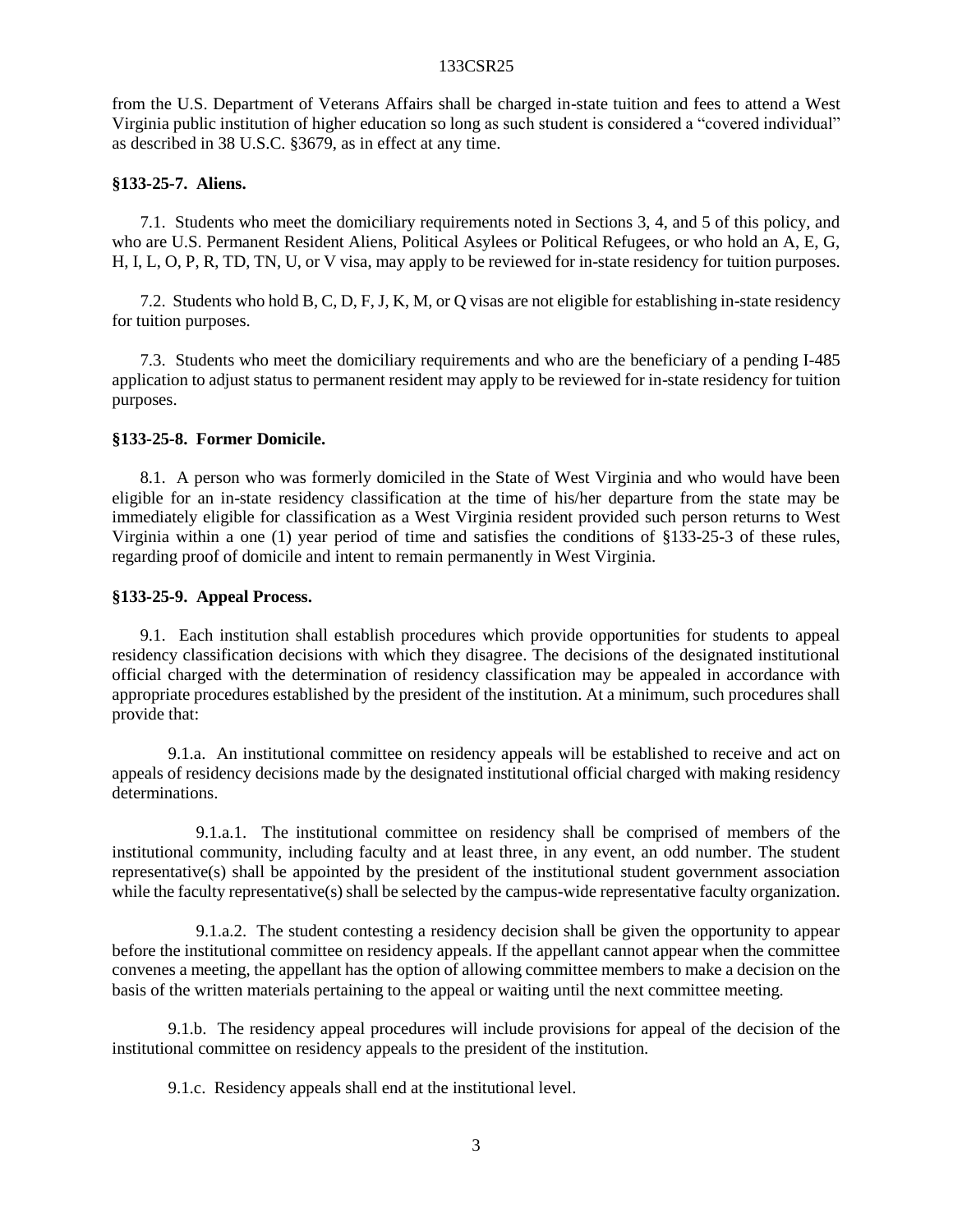from the U.S. Department of Veterans Affairs shall be charged in-state tuition and fees to attend a West Virginia public institution of higher education so long as such student is considered a "covered individual" as described in 38 U.S.C. §3679, as in effect at any time.

**§133-25-7. Aliens.**

7.1. Students who meet the domiciliary requirements noted in Sections 3, 4, and 5 of this policy, and who are U.S. Permanent Resident Aliens, Political Asylees or Political Refugees, or who hold an A, E, G, H, I, L, O, P, R, TD, TN, U, or V visa, may apply to be reviewed for in-state residency for tuition purposes.

7.2. Students who hold B, C, D, F, J, K, M, or Q visas are not eligible for establishing in-state residency for tuition purposes.

7.3. Students who meet the domiciliary requirements and who are the beneficiary of a pending I-485 application to adjust status to permanent resident may apply to be reviewed for in-state residency for tuition purposes.

**§133-25-8. Former Domicile.**

8.1. A person who was formerly domiciled in the State of West Virginia and who would have been eligible for an in-state residency classification at the time of his/her departure from the state may be immediately eligible for classification as a West Virginia resident provided such person returns to West Virginia within a one (1) year period of time and satisfies the conditions of §133-25-3 of these rules, regarding proof of domicile and intent to remain permanently in West Virginia.

**§133-25-9. Appeal Process.**

9.1. Each institution shall establish procedures which provide opportunities for students to appeal residency classification decisions with which they disagree. The decisions of the designated institutional official charged with the determination of residency classification may be appealed in accordance with appropriate procedures established by the president of the institution. At a minimum, such procedures shall provide that:

9.1.a. An institutional committee on residency appeals will be established to receive and act on appeals of residency decisions made by the designated institutional official charged with making residency determinations.

9.1.a.1. The institutional committee on residency shall be comprised of members of the institutional community, including faculty and at least three, in any event, an odd number. The student representative(s) shall be appointed by the president of the institutional student government association while the faculty representative(s) shall be selected by the campus-wide representative faculty organization.

9.1.a.2. The student contesting a residency decision shall be given the opportunity to appear before the institutional committee on residency appeals. If the appellant cannot appear when the committee convenes a meeting, the appellant has the option of allowing committee members to make a decision on the basis of the written materials pertaining to the appeal or waiting until the next committee meeting.

9.1.b. The residency appeal procedures will include provisions for appeal of the decision of the institutional committee on residency appeals to the president of the institution.

9.1.c. Residency appeals shall end at the institutional level.